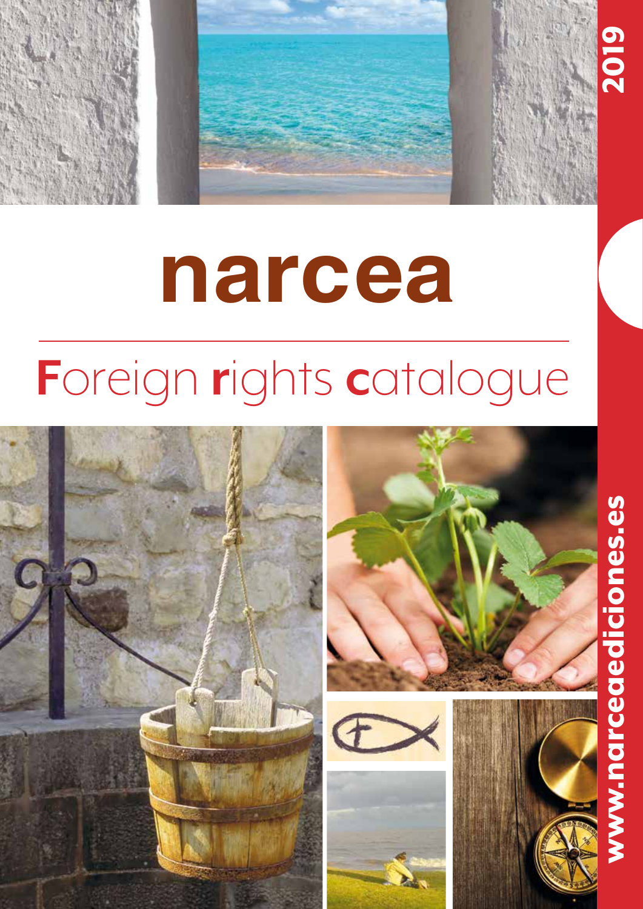# narcea

## Foreign rights catalogue

2019

www.narceaediciones.es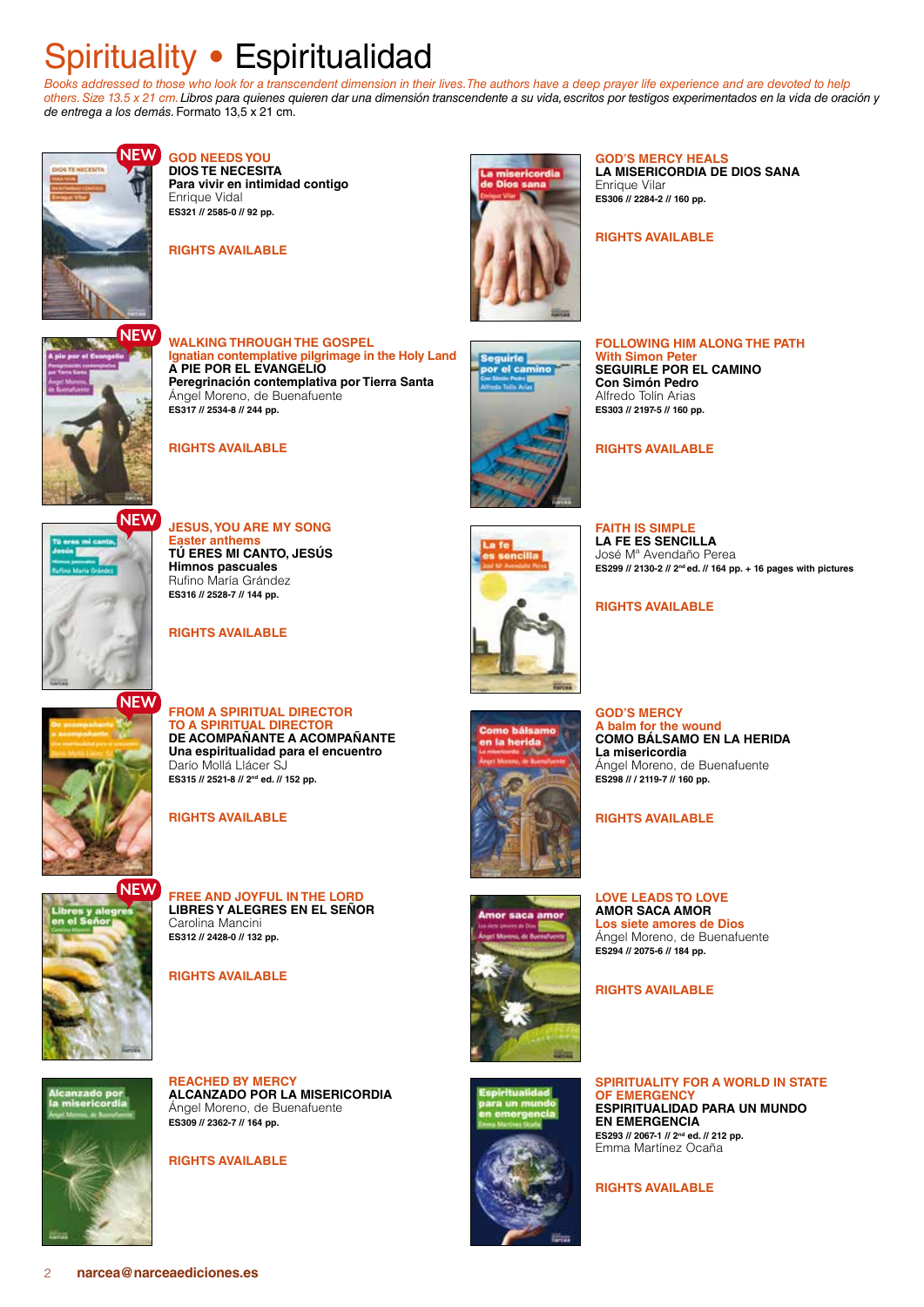# Spirituality • Espiritualidad

*Books addressed to those who look for a transcendent dimension in their lives. The authors have a deep prayer life experience and are devoted to help others. Size 13.5 x 21 cm. Libros para quienes quieren dar una dimensión transcendente a su vida, escritos por testigos experimentados en la vida de oración y de entrega a los demás.* Formato 13,5 x 21 cm.

NEW

**GOD NEEDS YOU**
**DIOS TE NECESITA**
**Para vivir en intimidad contigo**
Enrique Vidal
**ES321 // 2585-0 // 92 pp.**

**RIGHTS AVAILABLE**

NEW

**WALKING THROUGH THE GOSPEL**
**Ignatian contemplative pilgrimage in the Holy Land**
**A PIE POR EL EVANGELIO**
**Peregrinación contemplativa por Tierra Santa**
Ángel Moreno, de Buenafuente
**ES317 // 2534-8 // 244 pp.**

**RIGHTS AVAILABLE**

NEW

**JESUS, YOU ARE MY SONG**
**Easter anthems**
**TÚ ERES MI CANTO, JESÚS**
**Himnos pascuales**
Rufino María Grández
**ES316 // 2528-7 // 144 pp.**

**RIGHTS AVAILABLE**

NEW

**FROM A SPIRITUAL DIRECTOR TO A SPIRITUAL DIRECTOR**
**DE ACOMPAÑANTE A ACOMPAÑANTE**
**Una espiritualidad para el encuentro**
Darío Mollá Llácer SJ
**ES315 // 2521-8 // 2nd ed. // 152 pp.**

**RIGHTS AVAILABLE**

NEW

**FREE AND JOYFUL IN THE LORD**
**LIBRES Y ALEGRES EN EL SEÑOR**
Carolina Mancini
**ES312 // 2428-0 // 132 pp.**

**RIGHTS AVAILABLE**

**REACHED BY MERCY**
**ALCANZADO POR LA MISERICORDIA**
Ángel Moreno, de Buenafuente
**ES309 // 2362-7 // 164 pp.**

**RIGHTS AVAILABLE**

**GOD'S MERCY HEALS**
**LA MISERICORDIA DE DIOS SANA**
Enrique Vilar
**ES306 // 2284-2 // 160 pp.**

**RIGHTS AVAILABLE**

**FOLLOWING HIM ALONG THE PATH**
**With Simon Peter**
**SEGUIRLE POR EL CAMINO**
**Con Simón Pedro**
Alfredo Tolín Arias
**ES303 // 2197-5 // 160 pp.**

**RIGHTS AVAILABLE**

**FAITH IS SIMPLE**
**LA FE ES SENCILLA**
José Mª Avendaño Perea
**ES299 // 2130-2 // 2nd ed. // 164 pp. + 16 pages with pictures**

**RIGHTS AVAILABLE**

**GOD'S MERCY**
**A balm for the wound**
**COMO BÁLSAMO EN LA HERIDA**
**La misericordia**
Ángel Moreno, de Buenafuente
**ES298 // / 2119-7 // 160 pp.**

**RIGHTS AVAILABLE**

**LOVE LEADS TO LOVE**
**AMOR SACA AMOR**
**Los siete amores de Dios**
Ángel Moreno, de Buenafuente
**ES294 // 2075-6 // 184 pp.**

**RIGHTS AVAILABLE**

**SPIRITUALITY FOR A WORLD IN STATE OF EMERGENCY**
**ESPIRITUALIDAD PARA UN MUNDO EN EMERGENCIA**
**ES293 // 2067-1 // 2nd ed. // 212 pp.**
Emma Martínez Ocaña

**RIGHTS AVAILABLE**

**narcea@narceaediciones.es**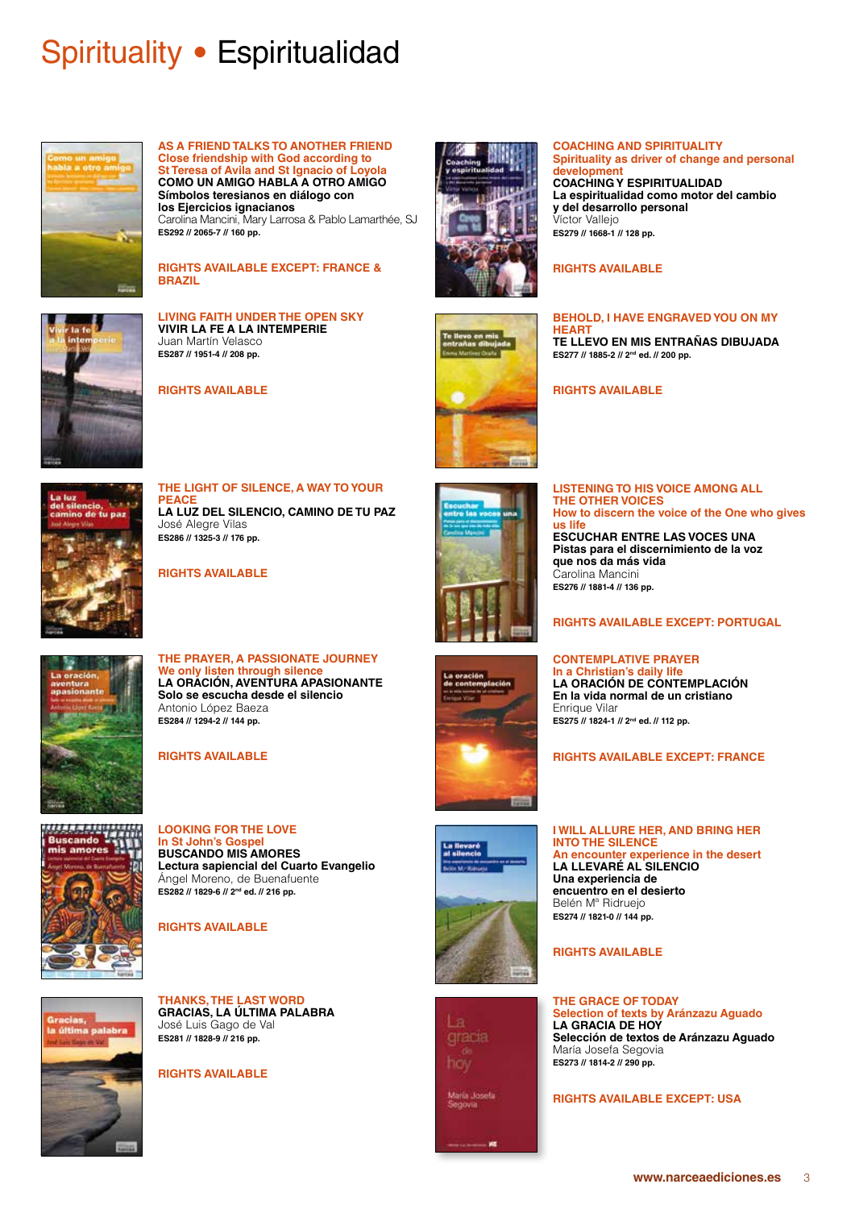# Spirituality • Espiritualidad

### AS A FRIEND TALKS TO ANOTHER FRIEND
**Close friendship with God according to St Teresa of Avila and St Ignacio of Loyola**

**COMO UN AMIGO HABLA A OTRO AMIGO**
**Símbolos teresianos en diálogo con los Ejercicios ignacianos**

Carolina Mancini, Mary Larrosa & Pablo Lamarthée, SJ

**ES292 // 2065-7 // 160 pp.**

**RIGHTS AVAILABLE EXCEPT: FRANCE & BRAZIL**

### LIVING FAITH UNDER THE OPEN SKY

**VIVIR LA FE A LA INTEMPERIE**

Juan Martín Velasco

**ES287 // 1951-4 // 208 pp.**

**RIGHTS AVAILABLE**

### THE LIGHT OF SILENCE, A WAY TO YOUR PEACE

**LA LUZ DEL SILENCIO, CAMINO DE TU PAZ**

José Alegre Vilas

**ES286 // 1325-3 // 176 pp.**

**RIGHTS AVAILABLE**

### THE PRAYER, A PASSIONATE JOURNEY
**We only listen through silence**

**LA ORACIÓN, AVENTURA APASIONANTE**
**Solo se escucha desde el silencio**

Antonio López Baeza

**ES284 // 1294-2 // 144 pp.**

**RIGHTS AVAILABLE**

### LOOKING FOR THE LOVE
**In St John's Gospel**

**BUSCANDO MIS AMORES**
**Lectura sapiencial del Cuarto Evangelio**

Ángel Moreno, de Buenafuente

**ES282 // 1829-6 // 2nd ed. // 216 pp.**

**RIGHTS AVAILABLE**

### THANKS, THE LAST WORD

**GRACIAS, LA ÚLTIMA PALABRA**

José Luis Gago de Val

**ES281 // 1828-9 // 216 pp.**

**RIGHTS AVAILABLE**

### COACHING AND SPIRITUALITY
**Spirituality as driver of change and personal development**

**COACHING Y ESPIRITUALIDAD**
**La espiritualidad como motor del cambio y del desarrollo personal**

Víctor Vallejo

**ES279 // 1668-1 // 128 pp.**

**RIGHTS AVAILABLE**

### BEHOLD, I HAVE ENGRAVED YOU ON MY HEART

**TE LLEVO EN MIS ENTRAÑAS DIBUJADA**

**ES277 // 1885-2 // 2nd ed. // 200 pp.**

**RIGHTS AVAILABLE**

### LISTENING TO HIS VOICE AMONG ALL THE OTHER VOICES
**How to discern the voice of the One who gives us life**

**ESCUCHAR ENTRE LAS VOCES UNA**
**Pistas para el discernimiento de la voz que nos da más vida**

Carolina Mancini

**ES276 // 1881-4 // 136 pp.**

**RIGHTS AVAILABLE EXCEPT: PORTUGAL**

### CONTEMPLATIVE PRAYER
**In a Christian's daily life**

**LA ORACIÓN DE CONTEMPLACIÓN**
**En la vida normal de un cristiano**

Enrique Vilar

**ES275 // 1824-1 // 2nd ed. // 112 pp.**

**RIGHTS AVAILABLE EXCEPT: FRANCE**

### I WILL ALLURE HER, AND BRING HER INTO THE SILENCE
**An encounter experience in the desert**

**LA LLEVARÉ AL SILENCIO**
**Una experiencia de encuentro en el desierto**

Belén Mª Ridruejo

**ES274 // 1821-0 // 144 pp.**

**RIGHTS AVAILABLE**

### THE GRACE OF TODAY
**Selection of texts by Aránzazu Aguado**

**LA GRACIA DE HOY**
**Selección de textos de Aránzazu Aguado**

María Josefa Segovia

**ES273 // 1814-2 // 290 pp.**

**RIGHTS AVAILABLE EXCEPT: USA**

www.narceaediciones.es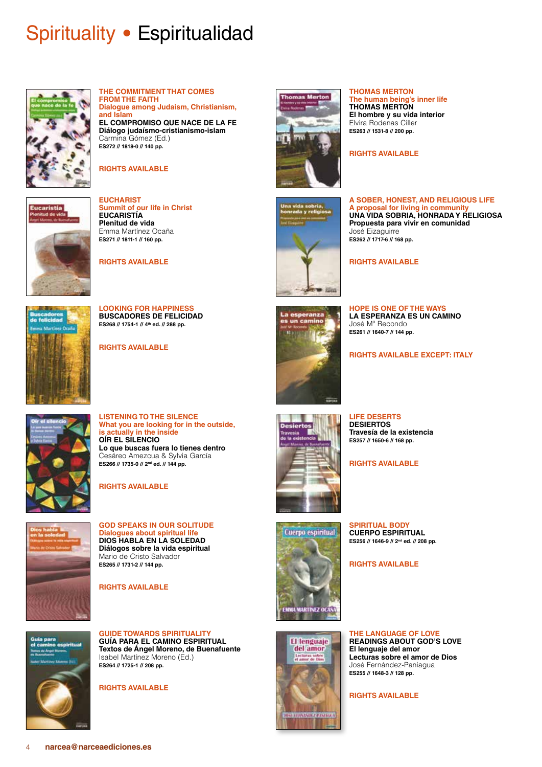# Spirituality • Espiritualidad

**THE COMMITMENT THAT COMES FROM THE FAITH**
**Dialogue among Judaism, Christianism, and Islam**
**EL COMPROMISO QUE NACE DE LA FE**
**Diálogo judaísmo-cristianismo-islam**
Carmina Gómez (Ed.)
**ES272 // 1818-0 // 140 pp.**

**RIGHTS AVAILABLE**

**EUCHARIST**
**Summit of our life in Christ**
**EUCARISTÍA**
**Plenitud de vida**
Emma Martínez Ocaña
**ES271 // 1811-1 // 160 pp.**

**RIGHTS AVAILABLE**

**LOOKING FOR HAPPINESS**
**BUSCADORES DE FELICIDAD**
**ES268 // 1754-1 // 4th ed. // 288 pp.**

**RIGHTS AVAILABLE**

**LISTENING TO THE SILENCE**
**What you are looking for in the outside, is actually in the inside**
**OÍR EL SILENCIO**
**Lo que buscas fuera lo tienes dentro**
Cesáreo Amezcua & Sylvia García
**ES266 // 1735-0 // 2nd ed. // 144 pp.**

**RIGHTS AVAILABLE**

**GOD SPEAKS IN OUR SOLITUDE**
**Dialogues about spiritual life**
**DIOS HABLA EN LA SOLEDAD**
**Diálogos sobre la vida espiritual**
Mario de Cristo Salvador
**ES265 // 1731-2 // 144 pp.**

**RIGHTS AVAILABLE**

**GUIDE TOWARDS SPIRITUALITY**
**GUÍA PARA EL CAMINO ESPIRITUAL**
**Textos de Ángel Moreno, de Buenafuente**
Isabel Martínez Moreno (Ed.)
**ES264 // 1725-1 // 208 pp.**

**RIGHTS AVAILABLE**

**THOMAS MERTON**
**The human being's inner life**
**THOMAS MERTON**
**El hombre y su vida interior**
Elvira Rodenas Ciller
**ES263 // 1531-8 // 200 pp.**

**RIGHTS AVAILABLE**

**A SOBER, HONEST, AND RELIGIOUS LIFE**
**A proposal for living in community**
**UNA VIDA SOBRIA, HONRADA Y RELIGIOSA**
**Propuesta para vivir en comunidad**
José Eizaguirre
**ES262 // 1717-6 // 168 pp.**

**RIGHTS AVAILABLE**

**HOPE IS ONE OF THE WAYS**
**LA ESPERANZA ES UN CAMINO**
José Mª Recondo
**ES261 // 1640-7 // 144 pp.**

**RIGHTS AVAILABLE EXCEPT: ITALY**

**LIFE DESERTS**
**DESIERTOS**
**Travesía de la existencia**
**ES257 // 1650-6 // 168 pp.**

**RIGHTS AVAILABLE**

**SPIRITUAL BODY**
**CUERPO ESPIRITUAL**
**ES256 // 1646-9 // 2nd ed. // 208 pp.**

**RIGHTS AVAILABLE**

**THE LANGUAGE OF LOVE**
**READINGS ABOUT GOD'S LOVE**
**El lenguaje del amor**
**Lecturas sobre el amor de Dios**
José Fernández-Paniagua
**ES255 // 1648-3 // 128 pp.**

**RIGHTS AVAILABLE**

**narcea@narceaediciones.es**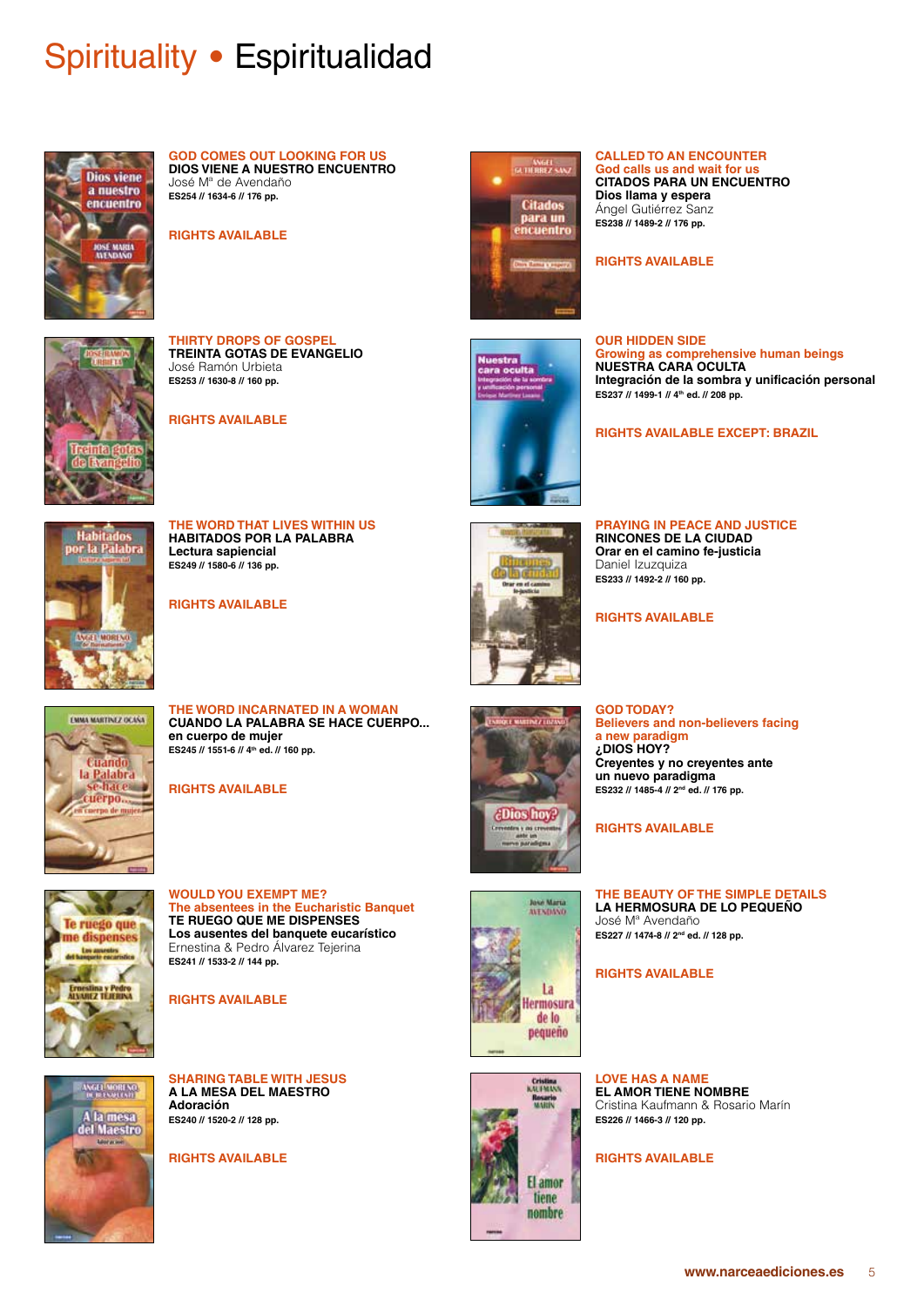# Spirituality • Espiritualidad

**GOD COMES OUT LOOKING FOR US**
**DIOS VIENE A NUESTRO ENCUENTRO**
José Mª de Avendaño
**ES254 // 1634-6 // 176 pp.**

**RIGHTS AVAILABLE**

**THIRTY DROPS OF GOSPEL**
**TREINTA GOTAS DE EVANGELIO**
José Ramón Urbieta
**ES253 // 1630-8 // 160 pp.**

**RIGHTS AVAILABLE**

**THE WORD THAT LIVES WITHIN US**
**HABITADOS POR LA PALABRA**
**Lectura sapiencial**
**ES249 // 1580-6 // 136 pp.**

**RIGHTS AVAILABLE**

**THE WORD INCARNATED IN A WOMAN**
**CUANDO LA PALABRA SE HACE CUERPO...**
**en cuerpo de mujer**
**ES245 // 1551-6 // 4th ed. // 160 pp.**

**RIGHTS AVAILABLE**

**WOULD YOU EXEMPT ME?**
**The absentees in the Eucharistic Banquet**
**TE RUEGO QUE ME DISPENSES**
**Los ausentes del banquete eucarístico**
Ernestina & Pedro Álvarez Tejerina
**ES241 // 1533-2 // 144 pp.**

**RIGHTS AVAILABLE**

**SHARING TABLE WITH JESUS**
**A LA MESA DEL MAESTRO**
**Adoración**
**ES240 // 1520-2 // 128 pp.**

**RIGHTS AVAILABLE**

**CALLED TO AN ENCOUNTER**
**God calls us and wait for us**
**CITADOS PARA UN ENCUENTRO**
**Dios llama y espera**
Ángel Gutiérrez Sanz
**ES238 // 1489-2 // 176 pp.**

**RIGHTS AVAILABLE**

**OUR HIDDEN SIDE**
**Growing as comprehensive human beings**
**NUESTRA CARA OCULTA**
**Integración de la sombra y unificación personal**
**ES237 // 1499-1 // 4th ed. // 208 pp.**

**RIGHTS AVAILABLE EXCEPT: BRAZIL**

**PRAYING IN PEACE AND JUSTICE**
**RINCONES DE LA CIUDAD**
**Orar en el camino fe-justicia**
Daniel Izuzquiza
**ES233 // 1492-2 // 160 pp.**

**RIGHTS AVAILABLE**

**GOD TODAY?**
**Believers and non-believers facing a new paradigm**
**¿DIOS HOY?**
**Creyentes y no creyentes ante un nuevo paradigma**
**ES232 // 1485-4 // 2nd ed. // 176 pp.**

**RIGHTS AVAILABLE**

**THE BEAUTY OF THE SIMPLE DETAILS**
**LA HERMOSURA DE LO PEQUEÑO**
José Mª Avendaño
**ES227 // 1474-8 // 2nd ed. // 128 pp.**

**RIGHTS AVAILABLE**

**LOVE HAS A NAME**
**EL AMOR TIENE NOMBRE**
Cristina Kaufmann & Rosario Marín
**ES226 // 1466-3 // 120 pp.**

**RIGHTS AVAILABLE**

**www.narceaediciones.es**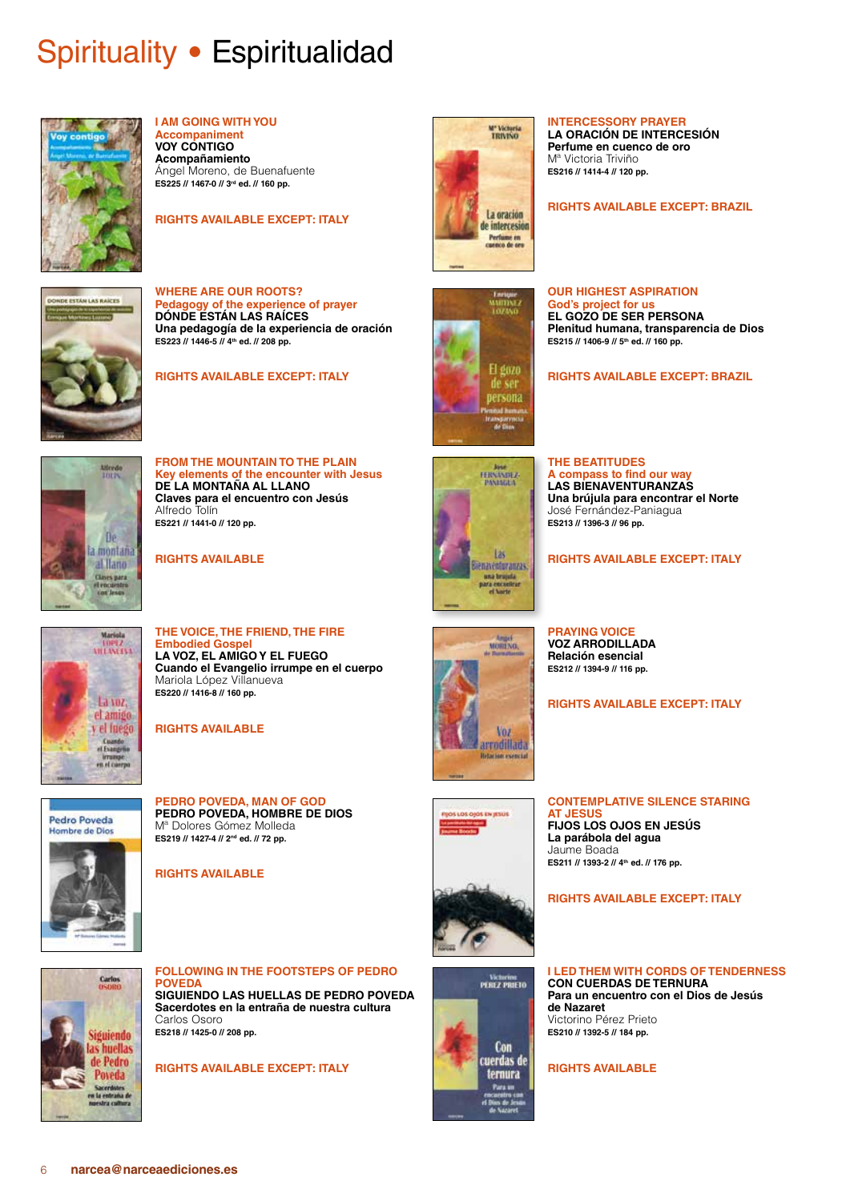# Spirituality • Espiritualidad

**I AM GOING WITH YOU**
**Accompaniment**
**VOY CONTIGO**
**Acompañamiento**
Ángel Moreno, de Buenafuente
**ES225 // 1467-0 // 3rd ed. // 160 pp.**

**RIGHTS AVAILABLE EXCEPT: ITALY**

**WHERE ARE OUR ROOTS?**
**Pedagogy of the experience of prayer**
**DÓNDE ESTÁN LAS RAÍCES**
**Una pedagogía de la experiencia de oración**
**ES223 // 1446-5 // 4th ed. // 208 pp.**

**RIGHTS AVAILABLE EXCEPT: ITALY**

**FROM THE MOUNTAIN TO THE PLAIN**
**Key elements of the encounter with Jesus**
**DE LA MONTAÑA AL LLANO**
**Claves para el encuentro con Jesús**
Alfredo Tolín
**ES221 // 1441-0 // 120 pp.**

**RIGHTS AVAILABLE**

**THE VOICE, THE FRIEND, THE FIRE**
**Embodied Gospel**
**LA VOZ, EL AMIGO Y EL FUEGO**
**Cuando el Evangelio irrumpe en el cuerpo**
Mariola López Villanueva
**ES220 // 1416-8 // 160 pp.**

**RIGHTS AVAILABLE**

**PEDRO POVEDA, MAN OF GOD**
**PEDRO POVEDA, HOMBRE DE DIOS**
Mª Dolores Gómez Molleda
**ES219 // 1427-4 // 2nd ed. // 72 pp.**

**RIGHTS AVAILABLE**

**FOLLOWING IN THE FOOTSTEPS OF PEDRO POVEDA**
**SIGUIENDO LAS HUELLAS DE PEDRO POVEDA**
**Sacerdotes en la entraña de nuestra cultura**
Carlos Osoro
**ES218 // 1425-0 // 208 pp.**

**RIGHTS AVAILABLE EXCEPT: ITALY**

**INTERCESSORY PRAYER**
**LA ORACIÓN DE INTERCESIÓN**
**Perfume en cuenco de oro**
Mª Victoria Triviño
**ES216 // 1414-4 // 120 pp.**

**RIGHTS AVAILABLE EXCEPT: BRAZIL**

**OUR HIGHEST ASPIRATION**
**God's project for us**
**EL GOZO DE SER PERSONA**
**Plenitud humana, transparencia de Dios**
**ES215 // 1406-9 // 5th ed. // 160 pp.**

**RIGHTS AVAILABLE EXCEPT: BRAZIL**

**THE BEATITUDES**
**A compass to find our way**
**LAS BIENAVENTURANZAS**
**Una brújula para encontrar el Norte**
José Fernández-Paniagua
**ES213 // 1396-3 // 96 pp.**

**RIGHTS AVAILABLE EXCEPT: ITALY**

**PRAYING VOICE**
**VOZ ARRODILLADA**
**Relación esencial**
**ES212 // 1394-9 // 116 pp.**

**RIGHTS AVAILABLE EXCEPT: ITALY**

**CONTEMPLATIVE SILENCE STARING AT JESUS**
**FIJOS LOS OJOS EN JESÚS**
**La parábola del agua**
Jaume Boada
**ES211 // 1393-2 // 4th ed. // 176 pp.**

**RIGHTS AVAILABLE EXCEPT: ITALY**

**I LED THEM WITH CORDS OF TENDERNESS**
**CON CUERDAS DE TERNURA**
**Para un encuentro con el Dios de Jesús de Nazaret**
Victorino Pérez Prieto
**ES210 // 1392-5 // 184 pp.**

**RIGHTS AVAILABLE**

**narcea@narceaediciones.es**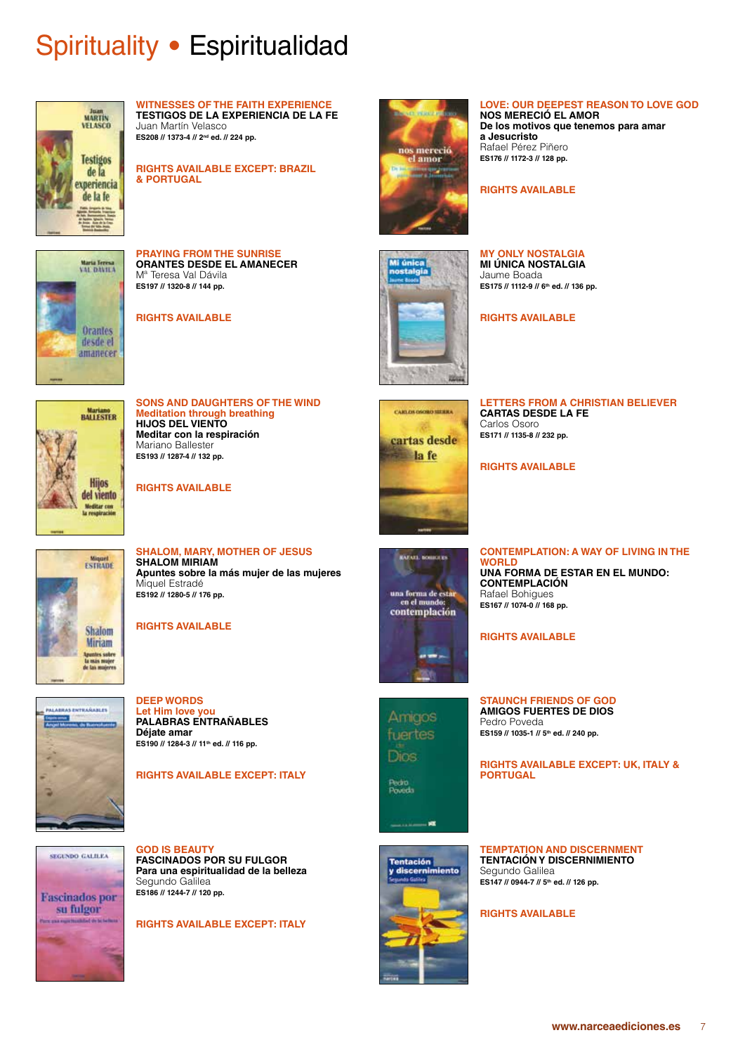# Spirituality • Espiritualidad

**WITNESSES OF THE FAITH EXPERIENCE**
**TESTIGOS DE LA EXPERIENCIA DE LA FE**
Juan Martín Velasco
**ES208 // 1373-4 // 2nd ed. // 224 pp.**

**RIGHTS AVAILABLE EXCEPT: BRAZIL & PORTUGAL**

**PRAYING FROM THE SUNRISE**
**ORANTES DESDE EL AMANECER**
Mª Teresa Val Dávila
**ES197 // 1320-8 // 144 pp.**

**RIGHTS AVAILABLE**

**SONS AND DAUGHTERS OF THE WIND**
**Meditation through breathing**
**HIJOS DEL VIENTO**
**Meditar con la respiración**
Mariano Ballester
**ES193 // 1287-4 // 132 pp.**

**RIGHTS AVAILABLE**

**SHALOM, MARY, MOTHER OF JESUS**
**SHALOM MIRIAM**
**Apuntes sobre la más mujer de las mujeres**
Miquel Estradé
**ES192 // 1280-5 // 176 pp.**

**RIGHTS AVAILABLE**

**DEEP WORDS**
**Let Him love you**
**PALABRAS ENTRAÑABLES**
**Déjate amar**
**ES190 // 1284-3 // 11th ed. // 116 pp.**

**RIGHTS AVAILABLE EXCEPT: ITALY**

**GOD IS BEAUTY**
**FASCINADOS POR SU FULGOR**
**Para una espiritualidad de la belleza**
Segundo Galilea
**ES186 // 1244-7 // 120 pp.**

**RIGHTS AVAILABLE EXCEPT: ITALY**

**LOVE: OUR DEEPEST REASON TO LOVE GOD**
**NOS MERECIÓ EL AMOR**
**De los motivos que tenemos para amar a Jesucristo**
Rafael Pérez Piñero
**ES176 // 1172-3 // 128 pp.**

**RIGHTS AVAILABLE**

**MY ONLY NOSTALGIA**
**MI ÚNICA NOSTALGIA**
Jaume Boada
**ES175 // 1112-9 // 6th ed. // 136 pp.**

**RIGHTS AVAILABLE**

**LETTERS FROM A CHRISTIAN BELIEVER**
**CARTAS DESDE LA FE**
Carlos Osoro
**ES171 // 1135-8 // 232 pp.**

**RIGHTS AVAILABLE**

**CONTEMPLATION: A WAY OF LIVING IN THE WORLD**
**UNA FORMA DE ESTAR EN EL MUNDO: CONTEMPLACIÓN**
Rafael Bohigues
**ES167 // 1074-0 // 168 pp.**

**RIGHTS AVAILABLE**

**STAUNCH FRIENDS OF GOD**
**AMIGOS FUERTES DE DIOS**
Pedro Poveda
**ES159 // 1035-1 // 5th ed. // 240 pp.**

**RIGHTS AVAILABLE EXCEPT: UK, ITALY & PORTUGAL**

**TEMPTATION AND DISCERNMENT**
**TENTACIÓN Y DISCERNIMIENTO**
Segundo Galilea
**ES147 // 0944-7 // 5th ed. // 126 pp.**

**RIGHTS AVAILABLE**

www.narceaediciones.es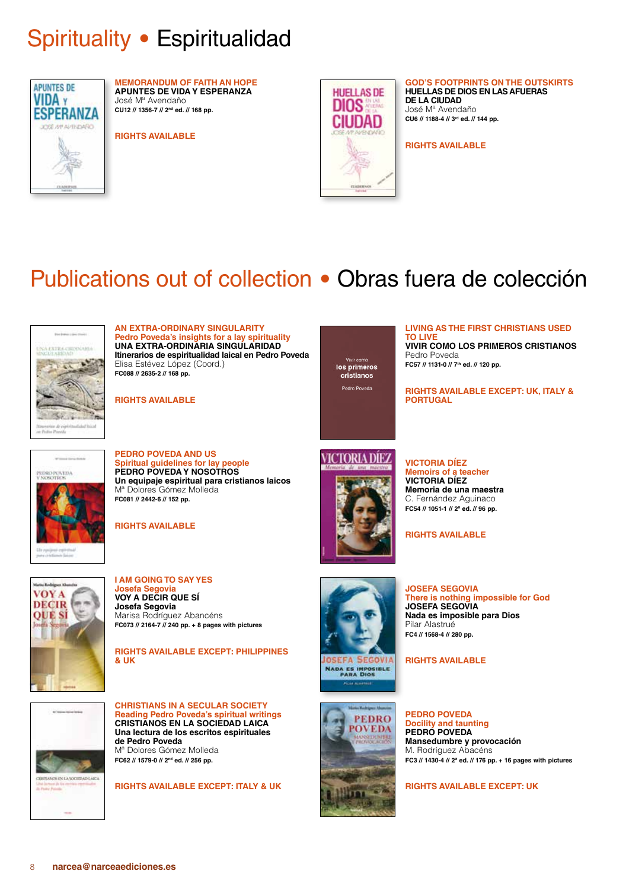# Spirituality • Espiritualidad

**MEMORANDUM OF FAITH AN HOPE**
**APUNTES DE VIDA Y ESPERANZA**
José Mª Avendaño
**CU12 // 1356-7 // 2nd ed. // 168 pp.**

**RIGHTS AVAILABLE**

**GOD'S FOOTPRINTS ON THE OUTSKIRTS**
**HUELLAS DE DIOS EN LAS AFUERAS DE LA CIUDAD**
José Mª Avendaño
**CU6 // 1188-4 // 3rd ed. // 144 pp.**

**RIGHTS AVAILABLE**

# Publications out of collection • Obras fuera de colección

**AN EXTRA-ORDINARY SINGULARITY**
**Pedro Poveda's insights for a lay spirituality**
**UNA EXTRA-ORDINARIA SINGULARIDAD**
**Itinerarios de espiritualidad laical en Pedro Poveda**
Elisa Estévez López (Coord.)
**FC088 // 2635-2 // 168 pp.**

**RIGHTS AVAILABLE**

**LIVING AS THE FIRST CHRISTIANS USED TO LIVE**
**VIVIR COMO LOS PRIMEROS CRISTIANOS**
Pedro Poveda
**FC57 // 1131-0 // 7th ed. // 120 pp.**

**RIGHTS AVAILABLE EXCEPT: UK, ITALY & PORTUGAL**

**PEDRO POVEDA AND US**
**Spiritual guidelines for lay people**
**PEDRO POVEDA Y NOSOTROS**
**Un equipaje espiritual para cristianos laicos**
Mª Dolores Gómez Molleda
**FC081 // 2442-6 // 152 pp.**

**RIGHTS AVAILABLE**

**VICTORIA DÍEZ**
**Memoirs of a teacher**
**VICTORIA DÍEZ**
**Memoria de una maestra**
C. Fernández Aguinaco
**FC54 // 1051-1 // 2ª ed. // 96 pp.**

**RIGHTS AVAILABLE**

**I AM GOING TO SAY YES**
**Josefa Segovia**
**VOY A DECIR QUE SÍ**
**Josefa Segovia**
Marisa Rodríguez Abancéns
**FC073 // 2164-7 // 240 pp. + 8 pages with pictures**

**RIGHTS AVAILABLE EXCEPT: PHILIPPINES & UK**

**JOSEFA SEGOVIA**
**There is nothing impossible for God**
**JOSEFA SEGOVIA**
**Nada es imposible para Dios**
Pilar Alastrué
**FC4 // 1568-4 // 280 pp.**

**RIGHTS AVAILABLE**

**CHRISTIANS IN A SECULAR SOCIETY**
**Reading Pedro Poveda's spiritual writings**
**CRISTIANOS EN LA SOCIEDAD LAICA**
**Una lectura de los escritos espirituales de Pedro Poveda**
Mª Dolores Gómez Molleda
**FC62 // 1579-0 // 2nd ed. // 256 pp.**

**RIGHTS AVAILABLE EXCEPT: ITALY & UK**

**PEDRO POVEDA**
**Docility and taunting**
**PEDRO POVEDA**
**Mansedumbre y provocación**
M. Rodríguez Abacéns
**FC3 // 1430-4 // 2ª ed. // 176 pp. + 16 pages with pictures**

**RIGHTS AVAILABLE EXCEPT: UK**

**narcea@narceaediciones.es**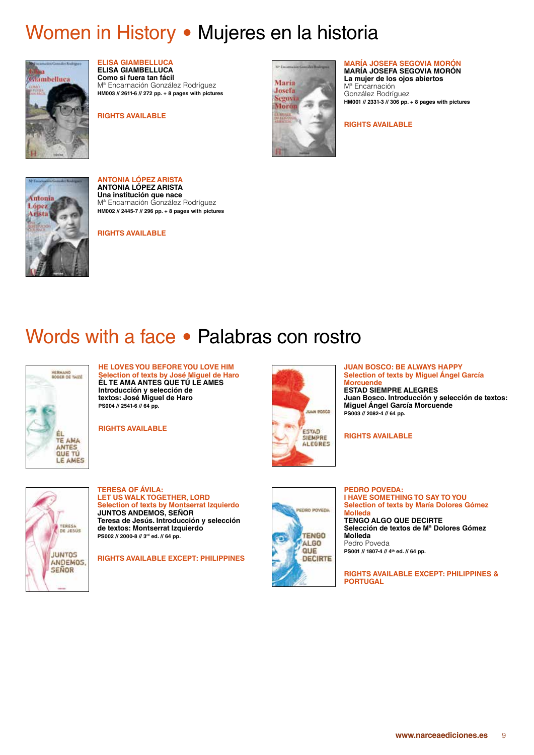# Women in History • Mujeres en la historia

**ELISA GIAMBELLUCA**
**ELISA GIAMBELLUCA**
**Como si fuera tan fácil**
Mª Encarnación González Rodríguez
**HM003 // 2611-6 // 272 pp. + 8 pages with pictures**

**RIGHTS AVAILABLE**

**MARÍA JOSEFA SEGOVIA MORÓN**
**MARÍA JOSEFA SEGOVIA MORÓN**
**La mujer de los ojos abiertos**
Mª Encarnación González Rodríguez
**HM001 // 2331-3 // 306 pp. + 8 pages with pictures**

**RIGHTS AVAILABLE**

**ANTONIA LÓPEZ ARISTA**
**ANTONIA LÓPEZ ARISTA**
**Una institución que nace**
Mª Encarnación González Rodríguez
**HM002 // 2445-7 // 296 pp. + 8 pages with pictures**

**RIGHTS AVAILABLE**

# Words with a face • Palabras con rostro

**HE LOVES YOU BEFORE YOU LOVE HIM**
**Selection of texts by José Miguel de Haro**
**ÉL TE AMA ANTES QUE TÚ LE AMES**
**Introducción y selección de textos: José Miguel de Haro**
**PS004 // 2541-6 // 64 pp.**

**RIGHTS AVAILABLE**

**JUAN BOSCO: BE ALWAYS HAPPY**
**Selection of texts by Miguel Ángel García Morcuende**
**ESTAD SIEMPRE ALEGRES**
**Juan Bosco. Introducción y selección de textos: Miguel Ángel García Morcuende**
**PS003 // 2082-4 // 64 pp.**

**RIGHTS AVAILABLE**

**TERESA OF ÁVILA: LET US WALK TOGETHER, LORD**
**Selection of texts by Montserrat Izquierdo**
**JUNTOS ANDEMOS, SEÑOR**
**Teresa de Jesús. Introducción y selección de textos: Montserrat Izquierdo**
**PS002 // 2000-8 // 3rd ed. // 64 pp.**

**RIGHTS AVAILABLE EXCEPT: PHILIPPINES**

**PEDRO POVEDA: I HAVE SOMETHING TO SAY TO YOU**
**Selection of texts by María Dolores Gómez Molleda**
**TENGO ALGO QUE DECIRTE**
**Selección de textos de Mª Dolores Gómez Molleda**
Pedro Poveda
**PS001 // 1807-4 // 4th ed. // 64 pp.**

**RIGHTS AVAILABLE EXCEPT: PHILIPPINES & PORTUGAL**

**www.narceaediciones.es**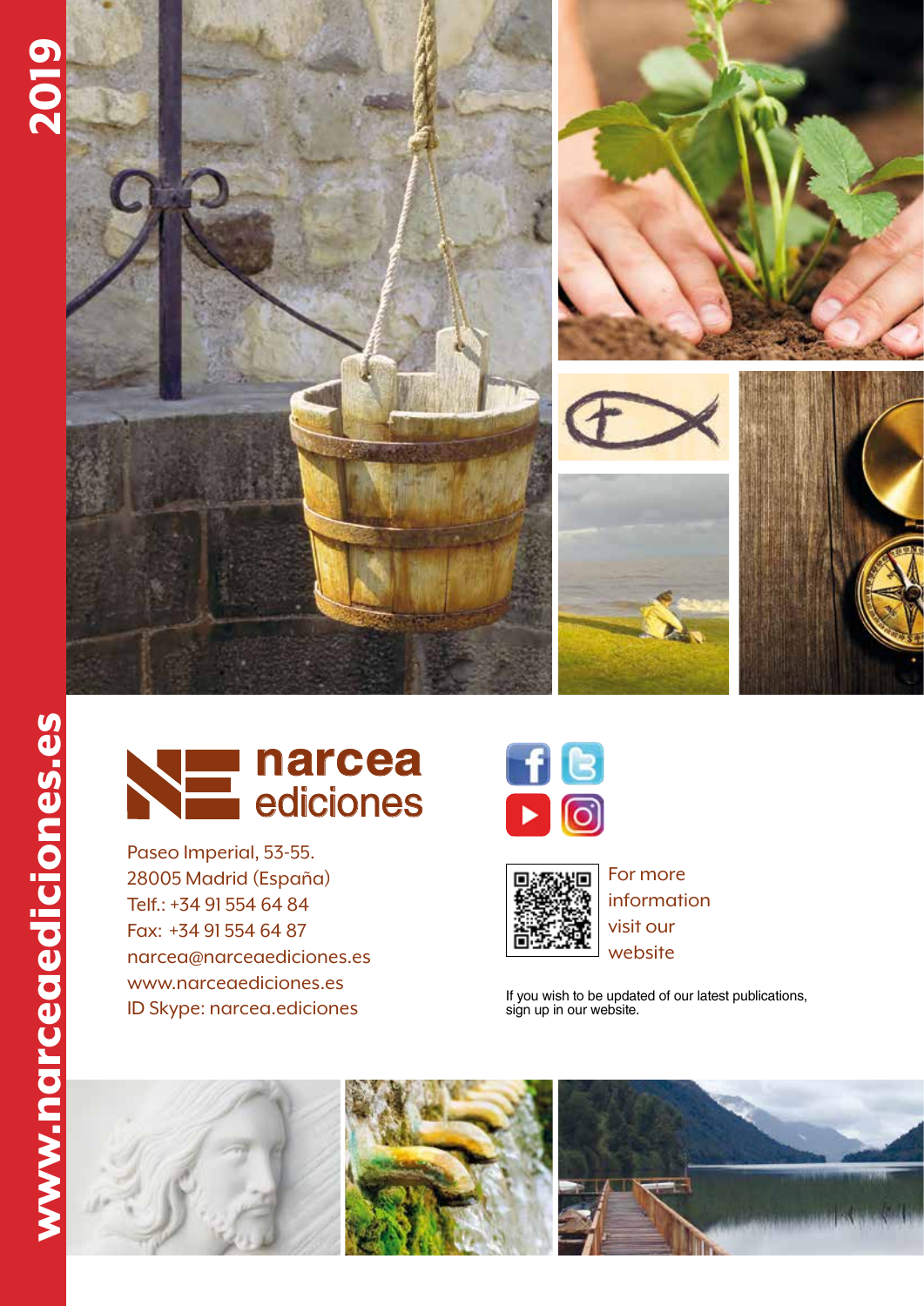2019

www.narceaediciones.es

**narcea ediciones**

Paseo Imperial, 53-55.
28005 Madrid (España)
Telf.: +34 91 554 64 84
Fax: +34 91 554 64 87
narcea@narceaediciones.es
www.narceaediciones.es
ID Skype: narcea.ediciones

For more information visit our website

If you wish to be updated of our latest publications, sign up in our website.